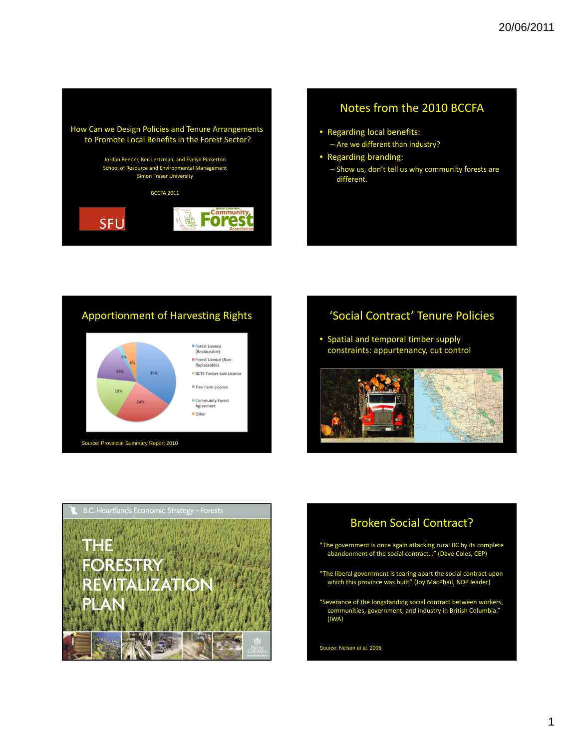## How Can we Design Policies and Tenure Arrangements to Promote Local Benefits in the Forest Sector?

Jordan Benner, Ken Lertzman, and Evelyn Pinkerton
School of Resource and Environmental Management
Simon Fraser University

BCCFA 2011

SFU

British Columbia Community Forest Association

## Notes from the 2010 BCCFA

- Regarding local benefits:
  - Are we different than industry?
- Regarding branding:
  - Show us, don't tell us why community forests are different.

## Apportionment of Harvesting Rights

| Tenure | Share |
|---|---|
| Forest Licence (Replaceable) | 35% |
| Forest Licence (Non-Replaceable) | 24% |
| BCTS Timber Sale Licence | 18% |
| Tree Farm License | 15% |
| Community Forest Agreement | 2% |
| Other | 6% |

Source: Provincial Summary Report 2010

## 'Social Contract' Tenure Policies

- Spatial and temporal timber supply constraints: appurtenancy, cut control

B.C. Heartlands Economic Strategy - Forests

THE FORESTRY REVITALIZATION PLAN

British Columbia Ministry of Forests

## Broken Social Contract?

"The government is once again attacking rural BC by its complete abandonment of the social contract..." (Dave Coles, CEP)

"The liberal government is tearing apart the social contract upon which this province was built" (Joy MacPhail, NDP leader)

"Severance of the longstanding social contract between workers, communities, government, and industry in British Columbia." (IWA)

Source: Nelson et al. 2006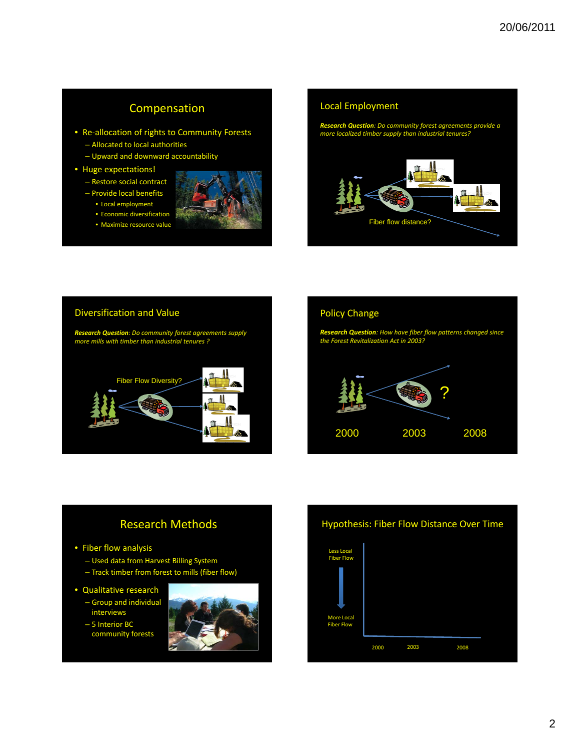## Compensation

- Re-allocation of rights to Community Forests
  - Allocated to local authorities
  - Upward and downward accountability
- Huge expectations!
  - Restore social contract
  - Provide local benefits
    - Local employment
    - Economic diversification
    - Maximize resource value

## Local Employment

***Research Question**: Do community forest agreements provide a more localized timber supply than industrial tenures?*

Fiber flow distance?

## Diversification and Value

***Research Question**: Do community forest agreements supply more mills with timber than industrial tenures ?*

Fiber Flow Diversity?

## Policy Change

***Research Question**: How have fiber flow patterns changed since the Forest Revitalization Act in 2003?*

?

2000 2003 2008

## Research Methods

- Fiber flow analysis
  - Used data from Harvest Billing System
  - Track timber from forest to mills (fiber flow)
- Qualitative research
  - Group and individual interviews
  - 5 Interior BC community forests

## Hypothesis: Fiber Flow Distance Over Time

Less Local Fiber Flow

More Local Fiber Flow

2000 2003 2008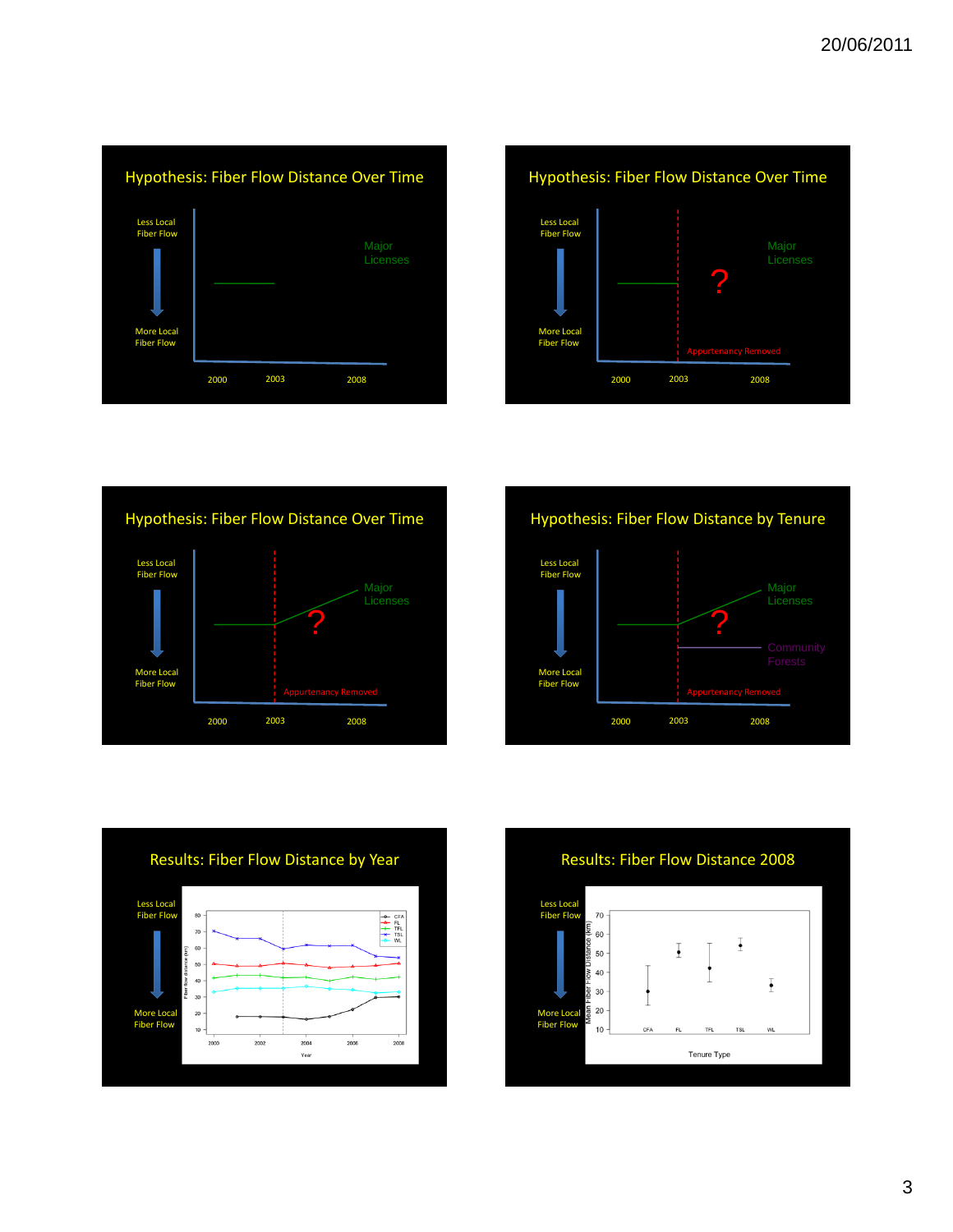## Hypothesis: Fiber Flow Distance Over Time

Less Local Fiber Flow

More Local Fiber Flow

Major Licenses

2000 2003 2008

## Hypothesis: Fiber Flow Distance Over Time

Less Local Fiber Flow

More Local Fiber Flow

Major Licenses

?

Appurtenancy Removed

2000 2003 2008

## Hypothesis: Fiber Flow Distance Over Time

Less Local Fiber Flow

More Local Fiber Flow

Major Licenses

?

Appurtenancy Removed

2000 2003 2008

## Hypothesis: Fiber Flow Distance by Tenure

Less Local Fiber Flow

More Local Fiber Flow

Major Licenses

?

Community Forests

Appurtenancy Removed

2000 2003 2008

## Results: Fiber Flow Distance by Year

Less Local Fiber Flow

More Local Fiber Flow

Fiber flow distance (km): 10–80

Year: 2000, 2002, 2004, 2006, 2008

Legend: CFA, FL, TFL, TSL, WL

## Results: Fiber Flow Distance 2008

Less Local Fiber Flow

More Local Fiber Flow

Mean Fiber Flow Distance (km): 10–70

Tenure Type: CFA, FL, TFL, TSL, WL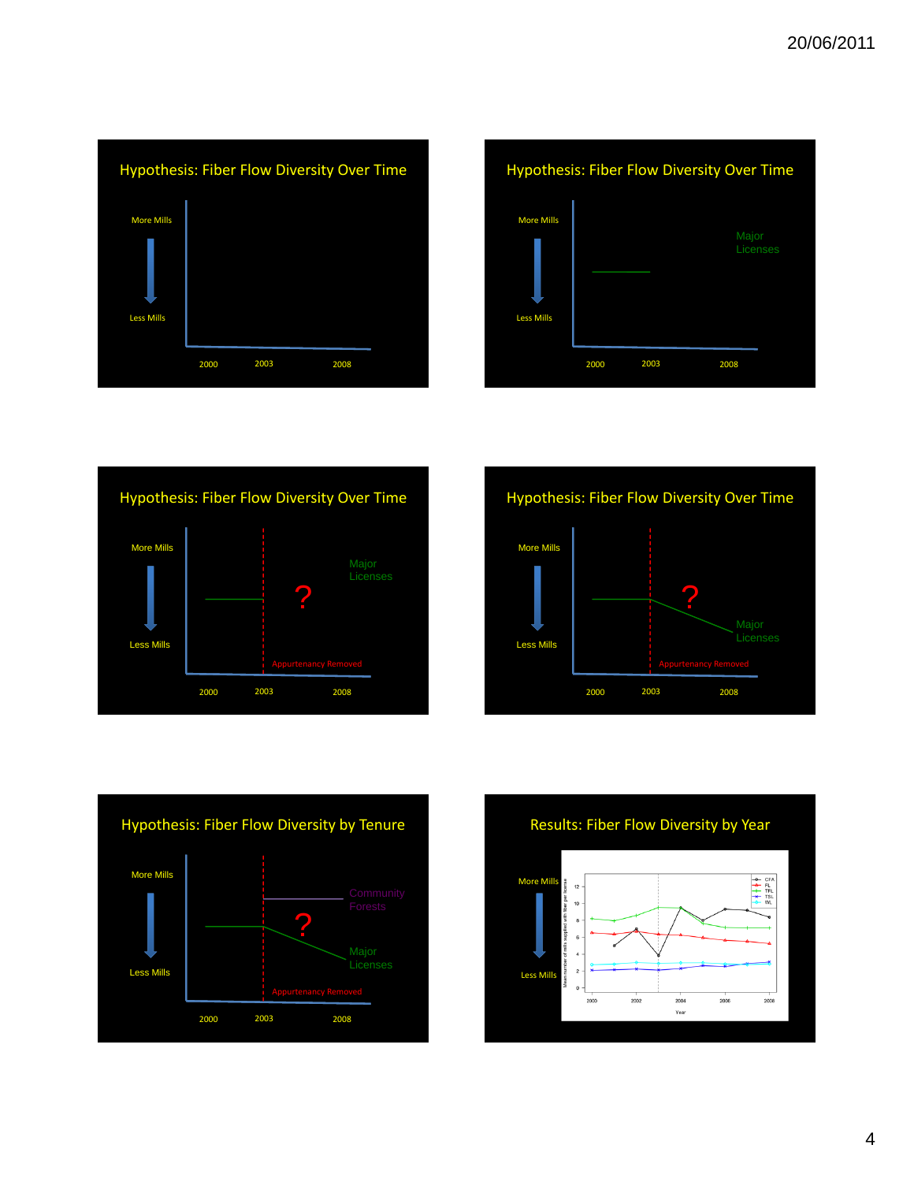## Hypothesis: Fiber Flow Diversity Over Time

More Mills

Less Mills

2000 2003 2008

## Hypothesis: Fiber Flow Diversity Over Time

More Mills

Less Mills

Major Licenses

2000 2003 2008

## Hypothesis: Fiber Flow Diversity Over Time

More Mills

Less Mills

Major Licenses

?

Appurtenancy Removed

2000 2003 2008

## Hypothesis: Fiber Flow Diversity Over Time

More Mills

Less Mills

?

Major Licenses

Appurtenancy Removed

2000 2003 2008

## Hypothesis: Fiber Flow Diversity by Tenure

More Mills

Less Mills

Community Forests

?

Major Licenses

Appurtenancy Removed

2000 2003 2008

## Results: Fiber Flow Diversity by Year

More Mills

Less Mills

Mean number of mills supplied with fiber per license

Year

CFA, FL, TFL, TSL, WL

2000 2002 2004 2006 2008

0 2 4 6 8 10 12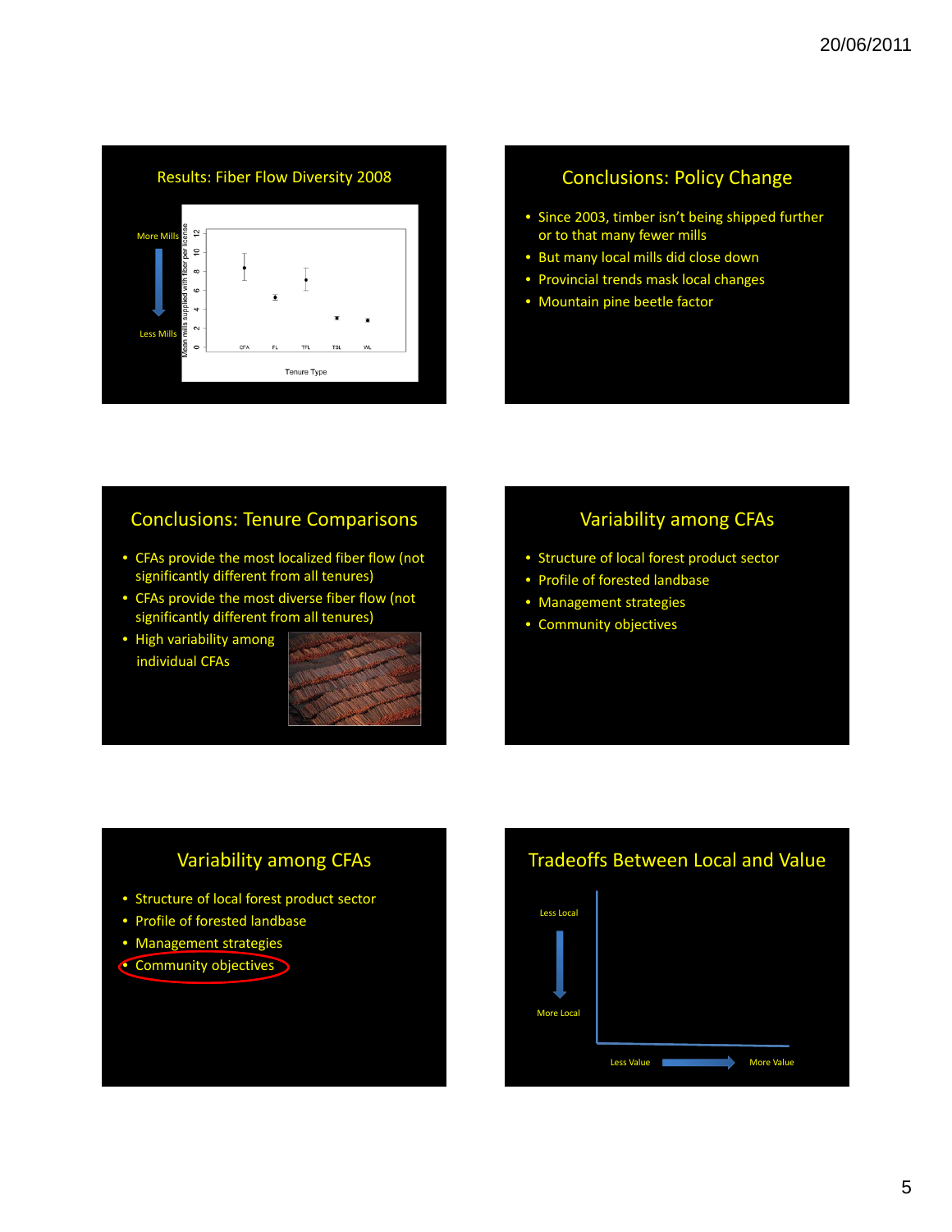## Results: Fiber Flow Diversity 2008

More Mills

Less Mills

Mean mills supplied with fiber per license

Tenure Type

CFA, FL, TFL, TSL, WL

## Conclusions: Policy Change

- Since 2003, timber isn't being shipped further or to that many fewer mills
- But many local mills did close down
- Provincial trends mask local changes
- Mountain pine beetle factor

## Conclusions: Tenure Comparisons

- CFAs provide the most localized fiber flow (not significantly different from all tenures)
- CFAs provide the most diverse fiber flow (not significantly different from all tenures)
- High variability among individual CFAs

## Variability among CFAs

- Structure of local forest product sector
- Profile of forested landbase
- Management strategies
- Community objectives

## Variability among CFAs

- Structure of local forest product sector
- Profile of forested landbase
- Management strategies
- Community objectives

## Tradeoffs Between Local and Value

Less Local

More Local

Less Value

More Value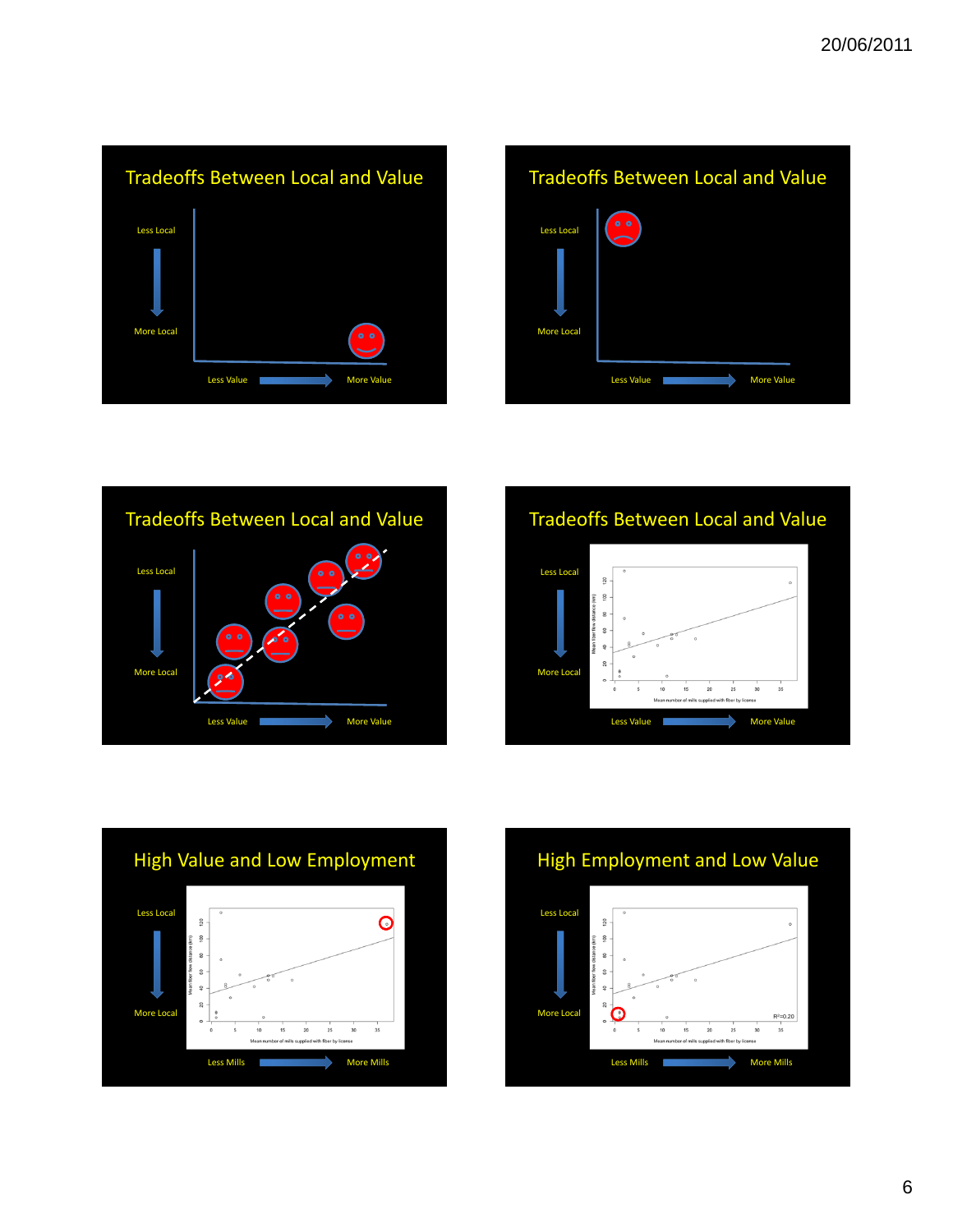## Tradeoffs Between Local and Value

Less Local

More Local

Less Value — More Value

## Tradeoffs Between Local and Value

Less Local

More Local

Less Value — More Value

## Tradeoffs Between Local and Value

Less Local

More Local

Less Value — More Value

## Tradeoffs Between Local and Value

Less Local

More Local

Less Value — More Value

## High Value and Low Employment

Less Local

More Local

Less Mills — More Mills

## High Employment and Low Value

Less Local

More Local

$R^2$=0.20

Less Mills — More Mills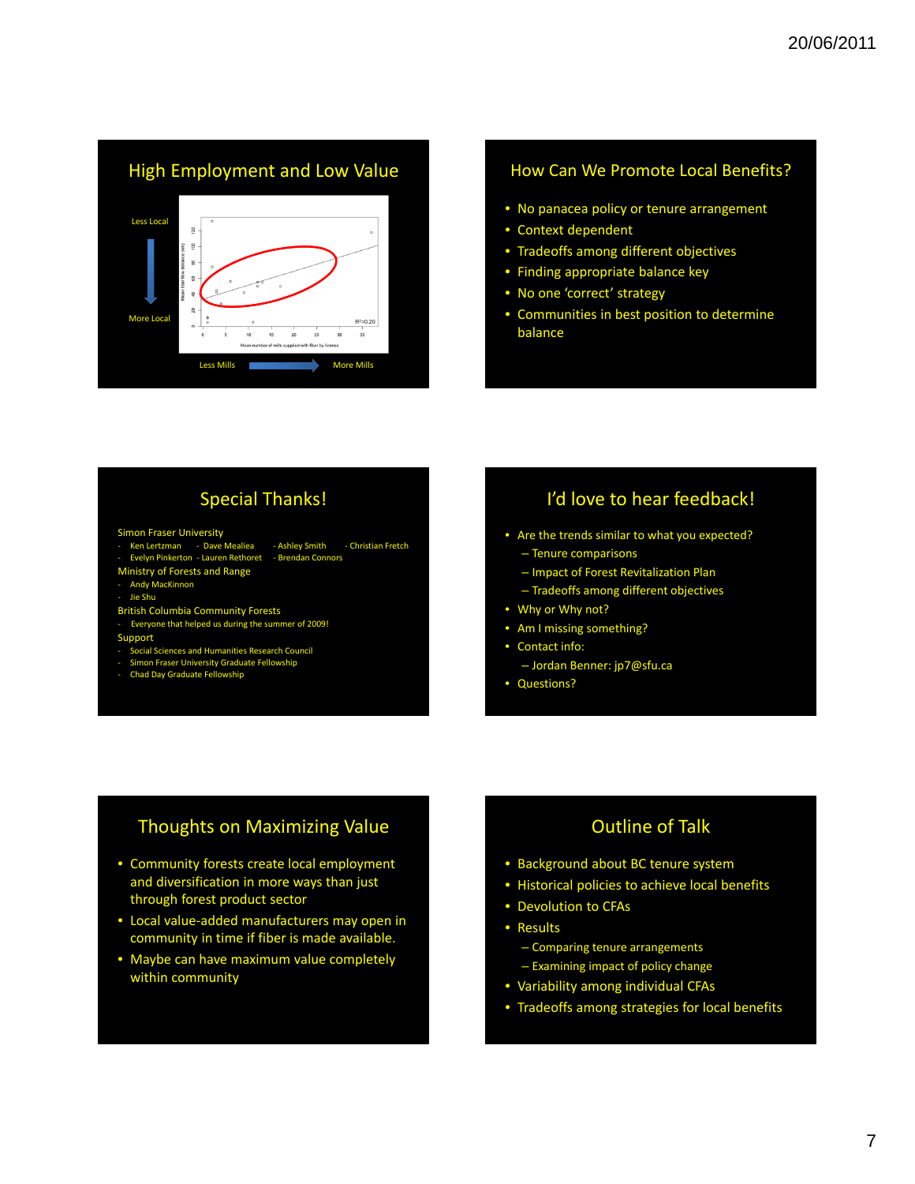## High Employment and Low Value

Less Local

More Local

Less Mills — More Mills

$R^2$=0.20

## How Can We Promote Local Benefits?

- No panacea policy or tenure arrangement
- Context dependent
- Tradeoffs among different objectives
- Finding appropriate balance key
- No one 'correct' strategy
- Communities in best position to determine balance

## Special Thanks!

Simon Fraser University

- Ken Lertzman - Dave Mealiea - Ashley Smith - Christian Fretch
- Evelyn Pinkerton - Lauren Rethoret - Brendan Connors

Ministry of Forests and Range

- Andy MacKinnon
- Jie Shu

British Columbia Community Forests

- Everyone that helped us during the summer of 2009!

Support

- Social Sciences and Humanities Research Council
- Simon Fraser University Graduate Fellowship
- Chad Day Graduate Fellowship

## I'd love to hear feedback!

- Are the trends similar to what you expected?
  - Tenure comparisons
  - Impact of Forest Revitalization Plan
  - Tradeoffs among different objectives
- Why or Why not?
- Am I missing something?
- Contact info:
  - Jordan Benner: jp7@sfu.ca
- Questions?

## Thoughts on Maximizing Value

- Community forests create local employment and diversification in more ways than just through forest product sector
- Local value-added manufacturers may open in community in time if fiber is made available.
- Maybe can have maximum value completely within community

## Outline of Talk

- Background about BC tenure system
- Historical policies to achieve local benefits
- Devolution to CFAs
- Results
  - Comparing tenure arrangements
  - Examining impact of policy change
- Variability among individual CFAs
- Tradeoffs among strategies for local benefits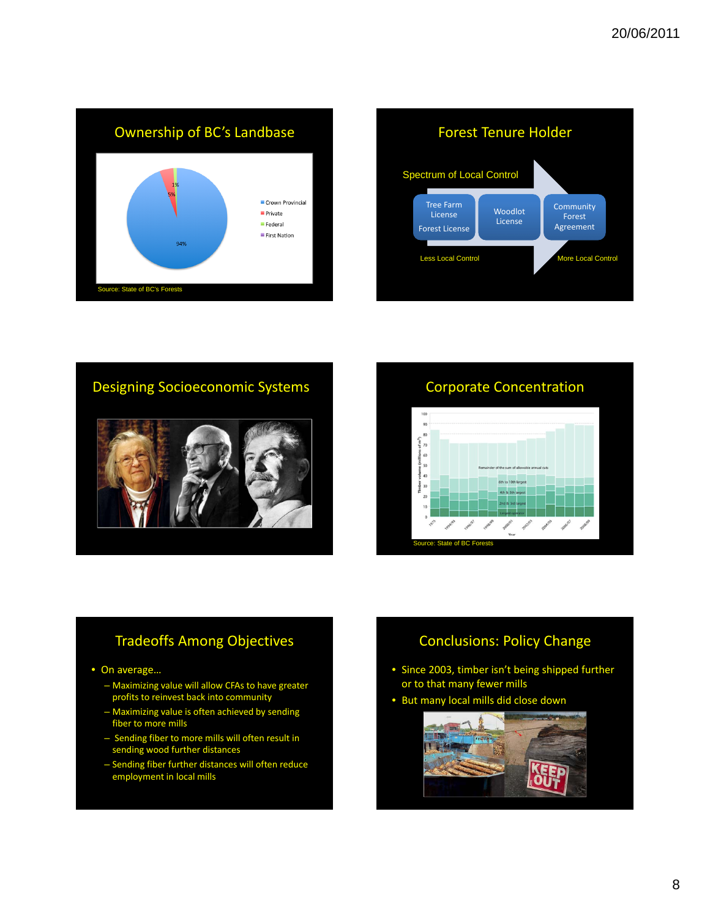## Ownership of BC's Landbase

1%

5%

94%

Crown Provincial

Private

Federal

First Nation

Source: State of BC's Forests

## Forest Tenure Holder

Spectrum of Local Control

Tree Farm License

Forest License

Woodlot License

Community Forest Agreement

Less Local Control

More Local Control

## Designing Socioeconomic Systems

## Corporate Concentration

100
90
80
70
60
50
40
30
20
10
0

Timber volume (millions of m³)

Remainder of the sum of allowable annual cuts

6th to 10th largest

4th & 5th largest

2nd & 3rd largest

Largest operator

1975
1994/95
1996/97
1998/99
2000/01
2002/03
2004/05
2006/07
2008/09

Year

Source: State of BC Forests

## Tradeoffs Among Objectives

- On average…
  - Maximizing value will allow CFAs to have greater profits to reinvest back into community
  - Maximizing value is often achieved by sending fiber to more mills
  - Sending fiber to more mills will often result in sending wood further distances
  - Sending fiber further distances will often reduce employment in local mills

## Conclusions: Policy Change

- Since 2003, timber isn't being shipped further or to that many fewer mills
- But many local mills did close down

KEEP OUT